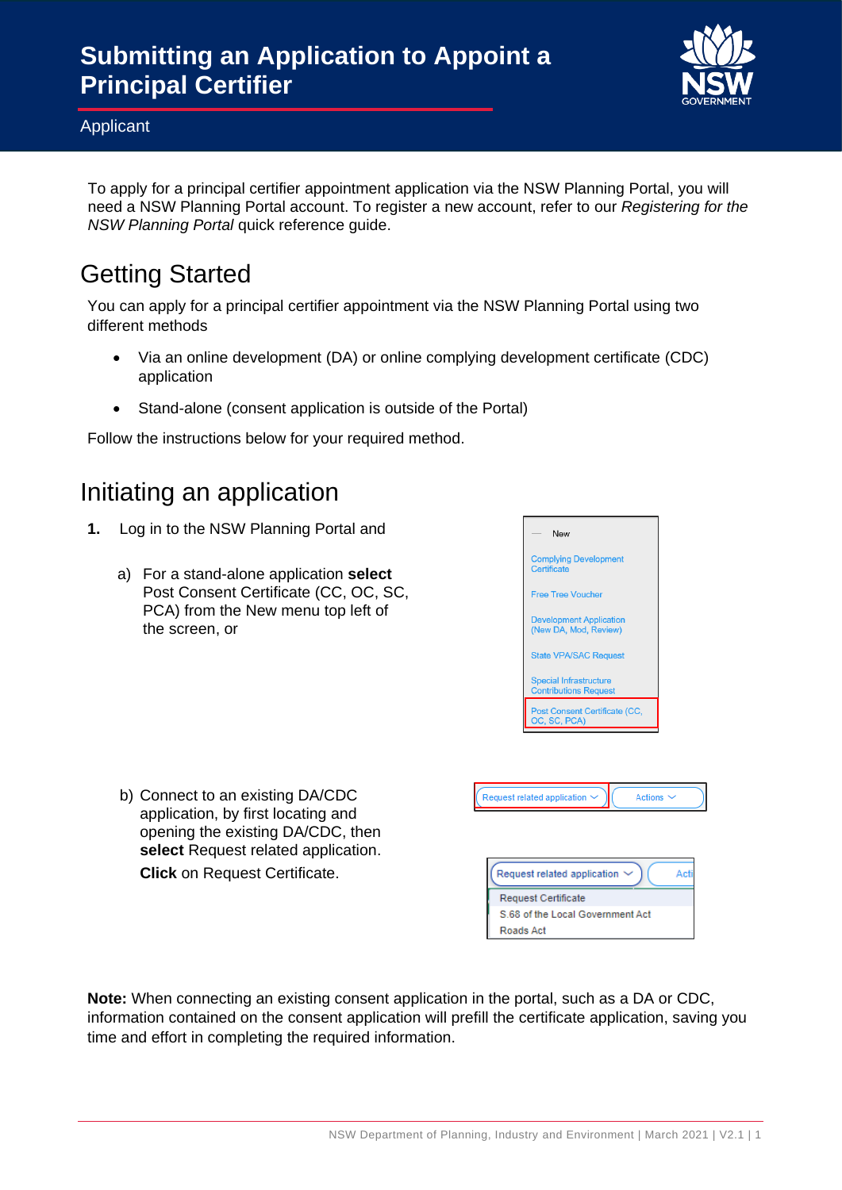# Submitting an Application to Appoint a Principal Certifier

Applicant

To apply for a principal certifier appointment application via the NSW Planning Portal, you will need a NSW Planning Portal account. To register a new account, refer to our *Registering for the NSW Planning Portal* quick reference guide.

## Getting Started

You can apply for a principal certifier appointment via the NSW Planning Portal using two different methods

- Via an online development (DA) or online complying development certificate (CDC) application
- Stand-alone (consent application is outside of the Portal)

Follow the instructions below for your required method.

## Initiating an application

**1.** Log in to the NSW Planning Portal and

a) For a stand-alone application **select** Post Consent Certificate (CC, OC, SC, PCA) from the New menu top left of the screen, or

b) Connect to an existing DA/CDC application, by first locating and opening the existing DA/CDC, then **select** Request related application.
**Click** on Request Certificate.

**Note:** When connecting an existing consent application in the portal, such as a DA or CDC, information contained on the consent application will prefill the certificate application, saving you time and effort in completing the required information.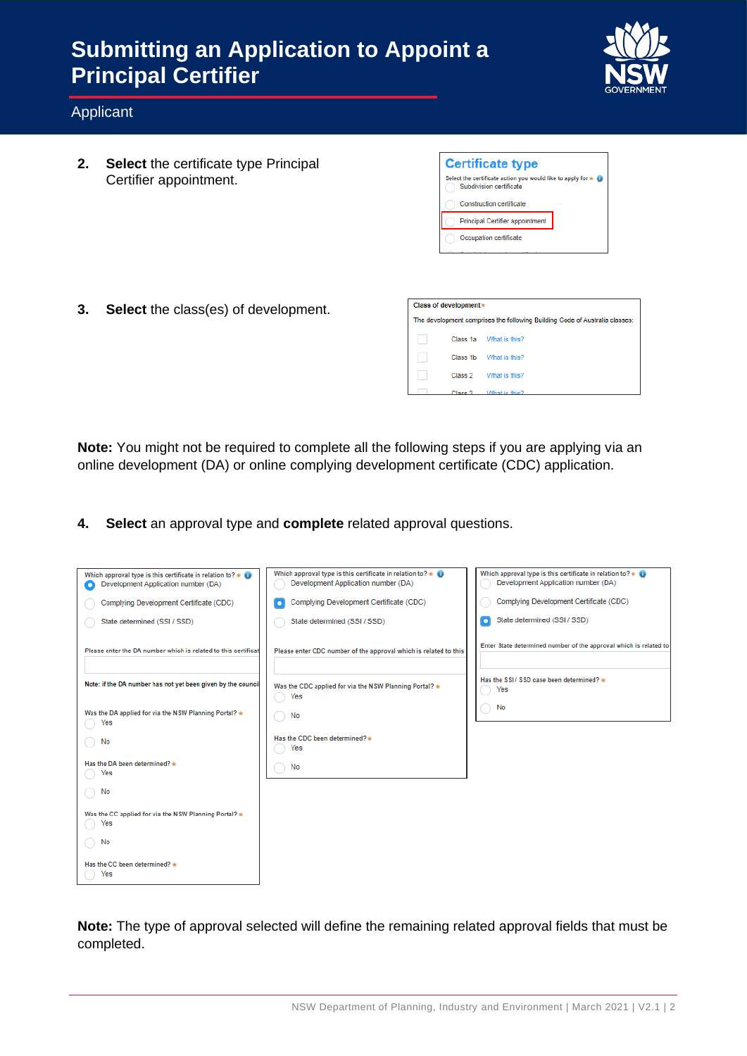# Submitting an Application to Appoint a Principal Certifier

Applicant

2. **Select** the certificate type Principal Certifier appointment.

3. **Select** the class(es) of development.

**Note:** You might not be required to complete all the following steps if you are applying via an online development (DA) or online complying development certificate (CDC) application.

4. **Select** an approval type and **complete** related approval questions.

**Note:** The type of approval selected will define the remaining related approval fields that must be completed.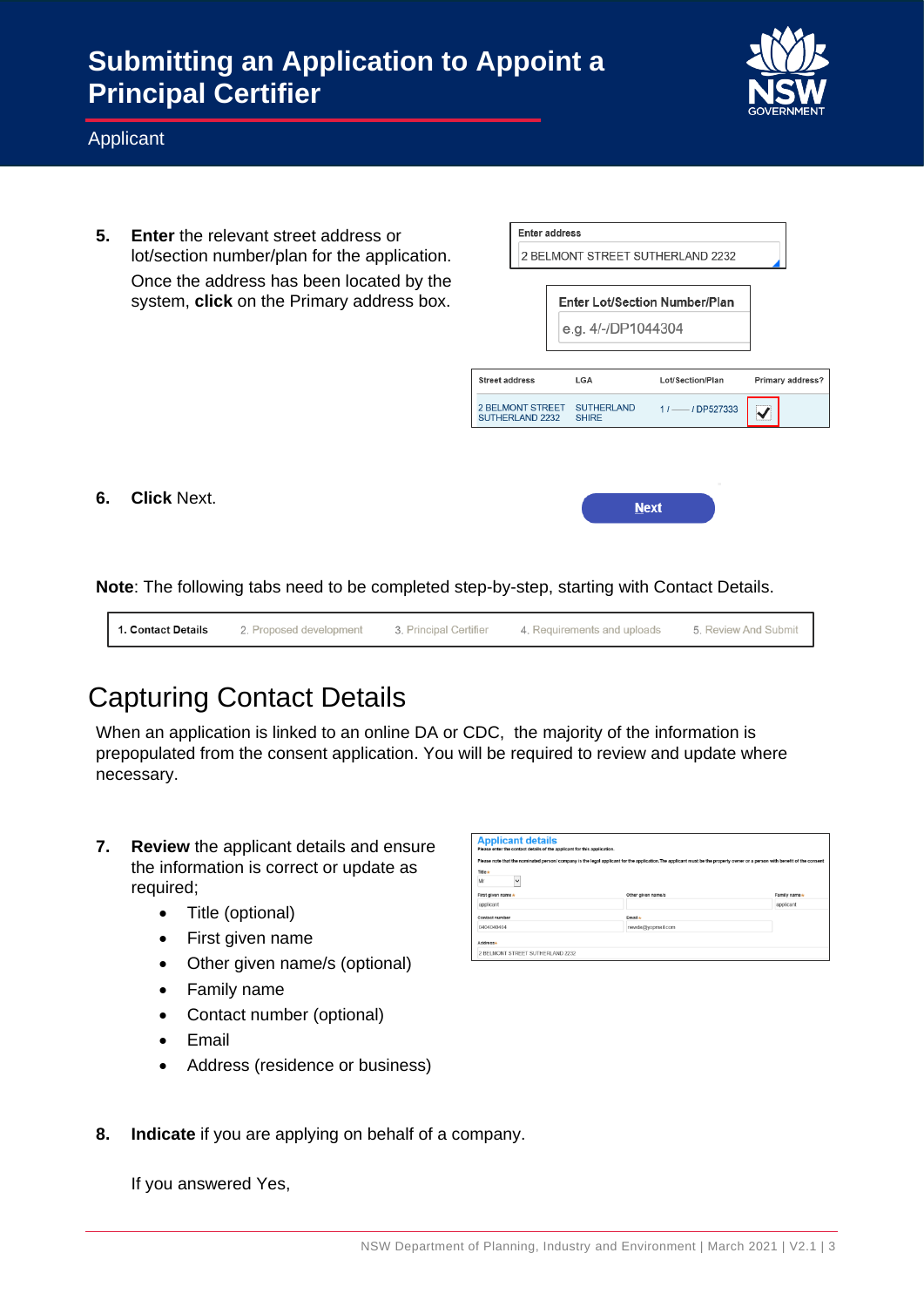# Submitting an Application to Appoint a Principal Certifier

Applicant

5. **Enter** the relevant street address or lot/section number/plan for the application.

   Once the address has been located by the system, **click** on the Primary address box.

6. **Click** Next.

**Note**: The following tabs need to be completed step-by-step, starting with Contact Details.

## Capturing Contact Details

When an application is linked to an online DA or CDC, the majority of the information is prepopulated from the consent application. You will be required to review and update where necessary.

7. **Review** the applicant details and ensure the information is correct or update as required;
   - Title (optional)
   - First given name
   - Other given name/s (optional)
   - Family name
   - Contact number (optional)
   - Email
   - Address (residence or business)

8. **Indicate** if you are applying on behalf of a company.

   If you answered Yes,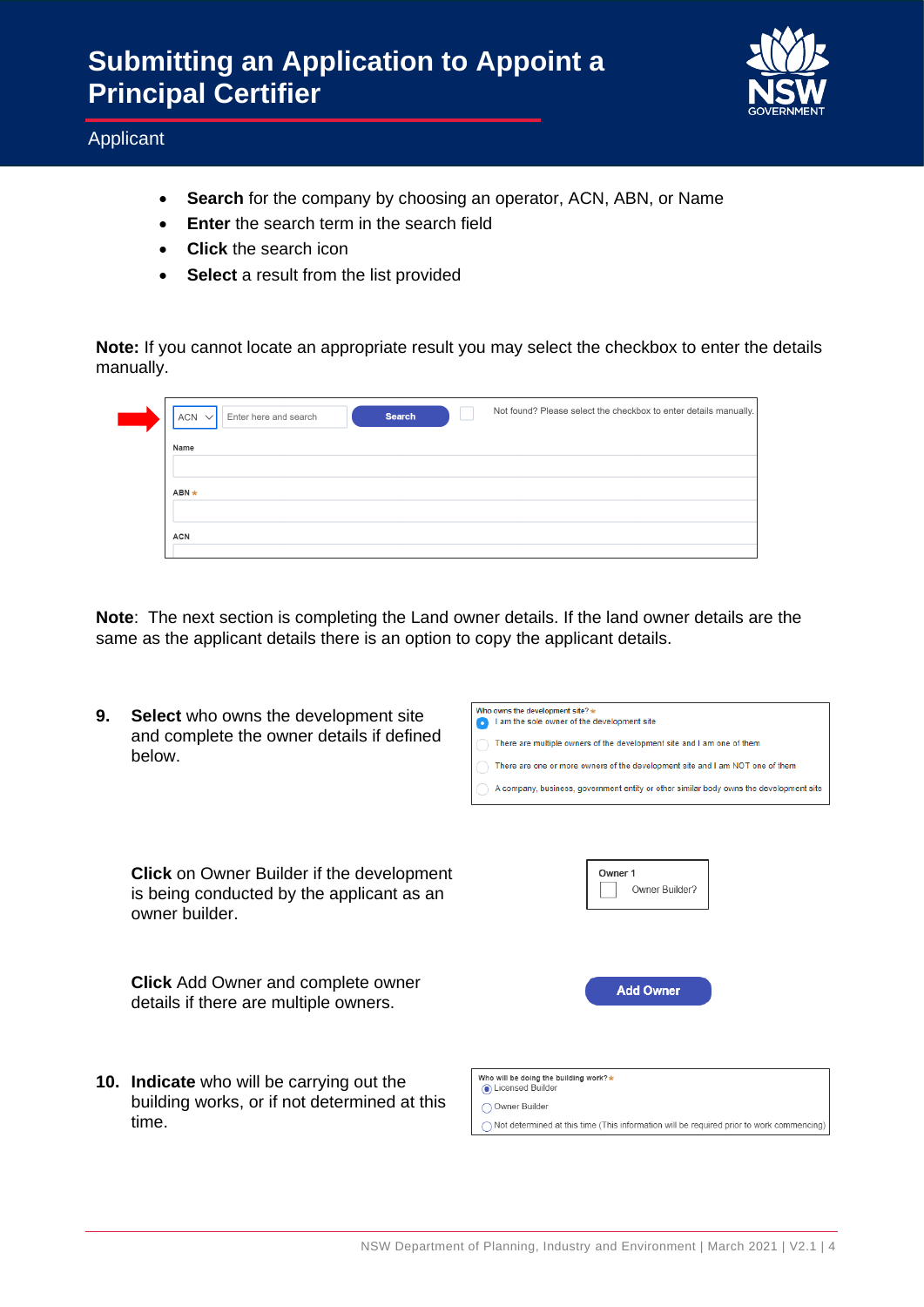- **Search** for the company by choosing an operator, ACN, ABN, or Name
- **Enter** the search term in the search field
- **Click** the search icon
- **Select** a result from the list provided

**Note:** If you cannot locate an appropriate result you may select the checkbox to enter the details manually.

**Note**: The next section is completing the Land owner details. If the land owner details are the same as the applicant details there is an option to copy the applicant details.

9. **Select** who owns the development site and complete the owner details if defined below.

   **Click** on Owner Builder if the development is being conducted by the applicant as an owner builder.

   **Click** Add Owner and complete owner details if there are multiple owners.

10. **Indicate** who will be carrying out the building works, or if not determined at this time.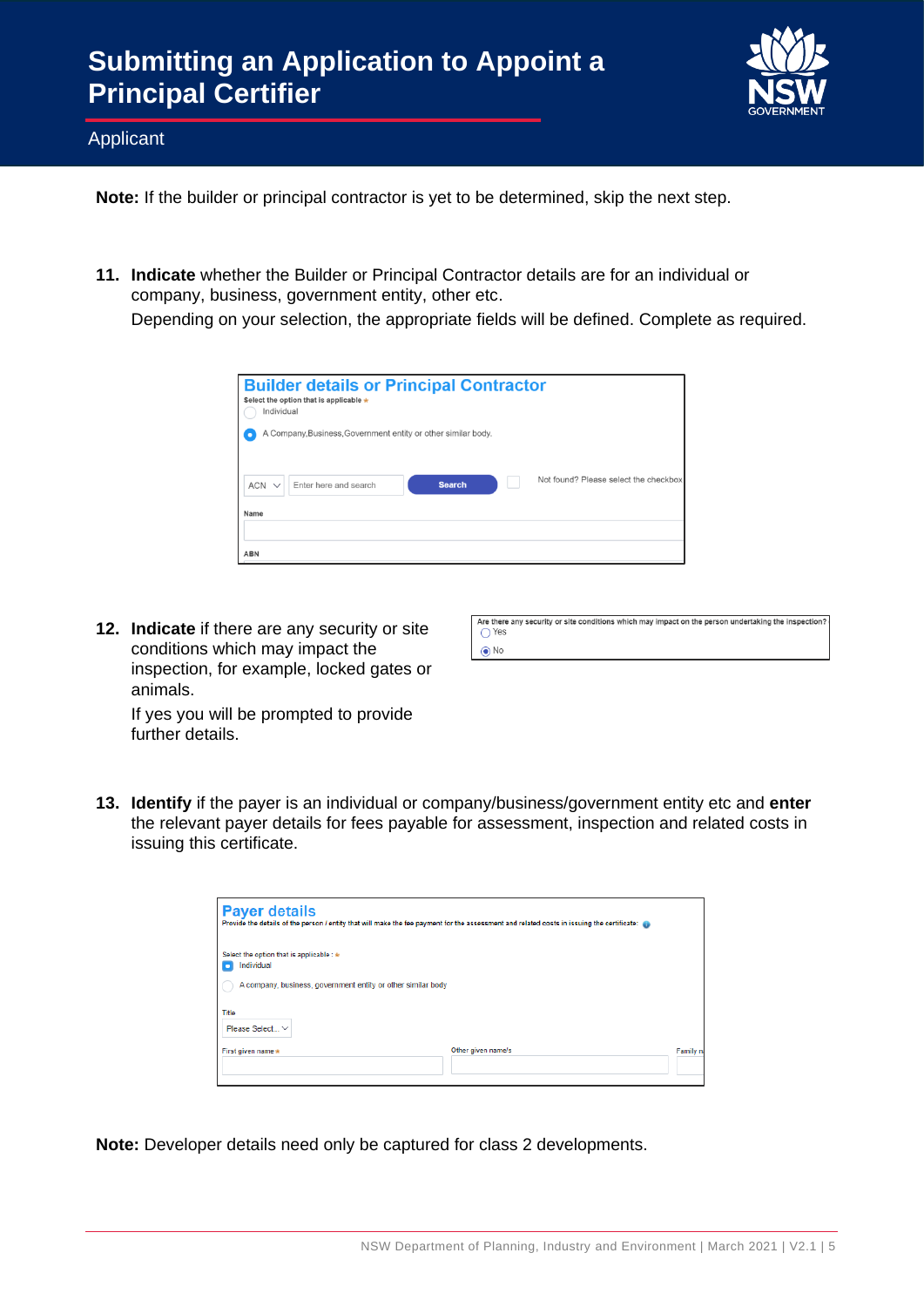**Note:** If the builder or principal contractor is yet to be determined, skip the next step.

11. **Indicate** whether the Builder or Principal Contractor details are for an individual or company, business, government entity, other etc.

    Depending on your selection, the appropriate fields will be defined. Complete as required.

    **Builder details or Principal Contractor**

    Select the option that is applicable *

    - Individual
    - A Company,Business,Government entity or other similar body.

    ACN | Enter here and search | Search | Not found? Please select the checkbox

    Name

    ABN

12. **Indicate** if there are any security or site conditions which may impact the inspection, for example, locked gates or animals.

    If yes you will be prompted to provide further details.

    Are there any security or site conditions which may impact on the person undertaking the inspection?

    - Yes
    - No

13. **Identify** if the payer is an individual or company/business/government entity etc and **enter** the relevant payer details for fees payable for assessment, inspection and related costs in issuing this certificate.

    **Payer details**

    Provide the details of the person / entity that will make the fee payment for the assessment and related costs in issuing the certificate:

    Select the option that is applicable : *

    - Individual
    - A company, business, government entity or other similar body

    Title

    Please Select...

    First given name * | Other given name/s | Family n

**Note:** Developer details need only be captured for class 2 developments.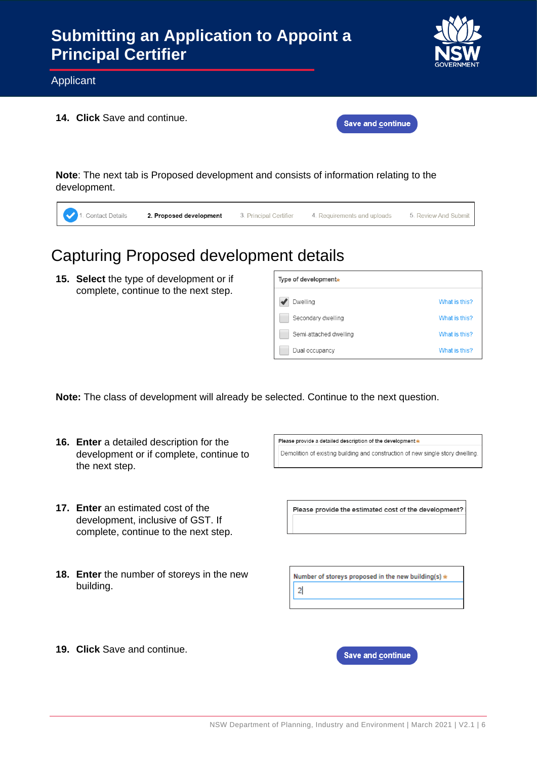14. **Click** Save and continue.

**Note**: The next tab is Proposed development and consists of information relating to the development.

# Capturing Proposed development details

15. **Select** the type of development or if complete, continue to the next step.

**Note:** The class of development will already be selected. Continue to the next question.

16. **Enter** a detailed description for the development or if complete, continue to the next step.

17. **Enter** an estimated cost of the development, inclusive of GST. If complete, continue to the next step.

18. **Enter** the number of storeys in the new building.

19. **Click** Save and continue.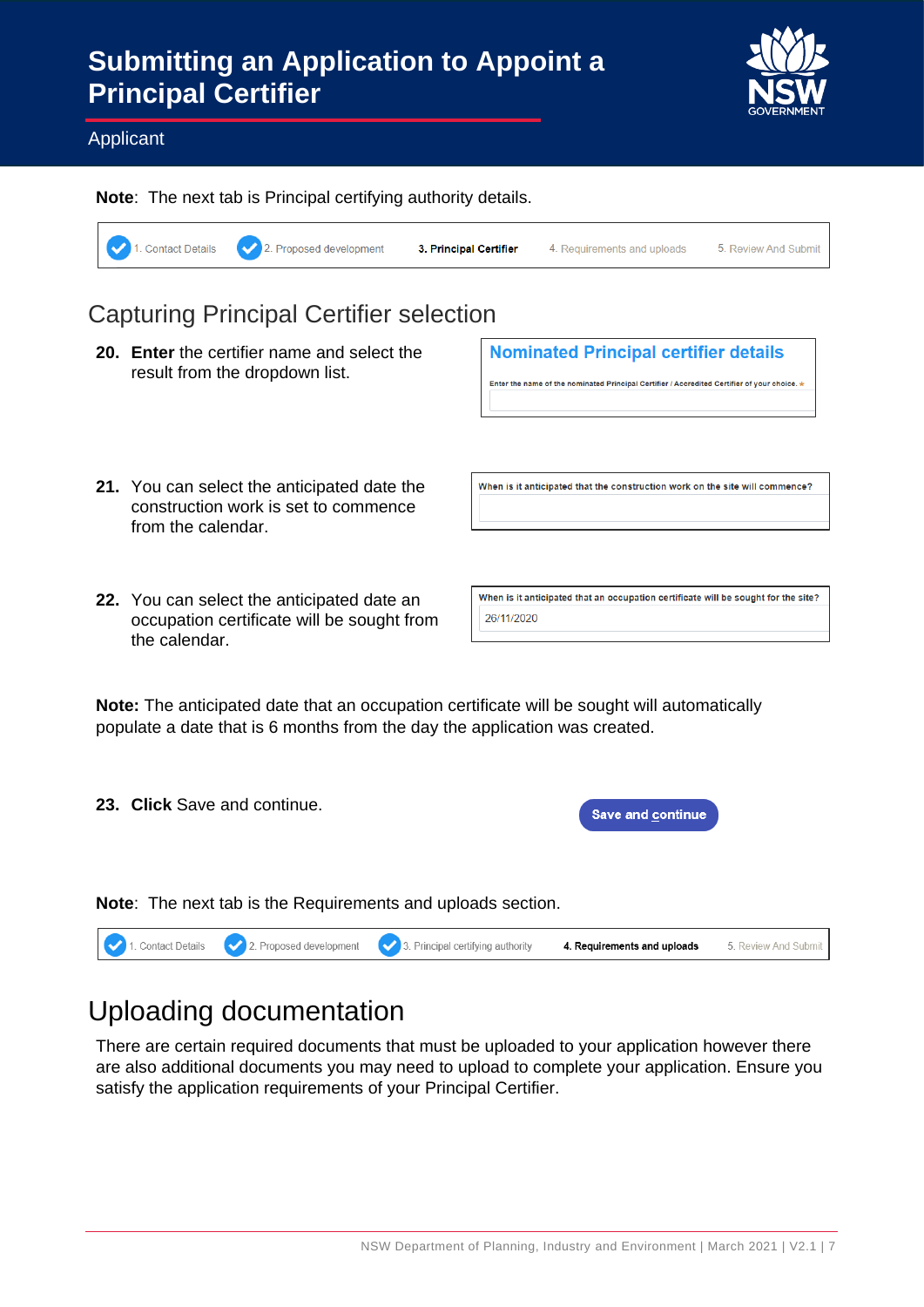**Note**: The next tab is Principal certifying authority details.

1. Contact Details | 2. Proposed development | **3. Principal Certifier** | 4. Requirements and uploads | 5. Review And Submit

## Capturing Principal Certifier selection

20. **Enter** the certifier name and select the result from the dropdown list.

**Nominated Principal certifier details**

Enter the name of the nominated Principal Certifier / Accredited Certifier of your choice. *

21. You can select the anticipated date the construction work is set to commence from the calendar.

When is it anticipated that the construction work on the site will commence?

22. You can select the anticipated date an occupation certificate will be sought from the calendar.

When is it anticipated that an occupation certificate will be sought for the site?

26/11/2020

**Note:** The anticipated date that an occupation certificate will be sought will automatically populate a date that is 6 months from the day the application was created.

23. **Click** Save and continue.

Save and continue

**Note**: The next tab is the Requirements and uploads section.

1. Contact Details | 2. Proposed development | 3. Principal certifying authority | **4. Requirements and uploads** | 5. Review And Submit

## Uploading documentation

There are certain required documents that must be uploaded to your application however there are also additional documents you may need to upload to complete your application. Ensure you satisfy the application requirements of your Principal Certifier.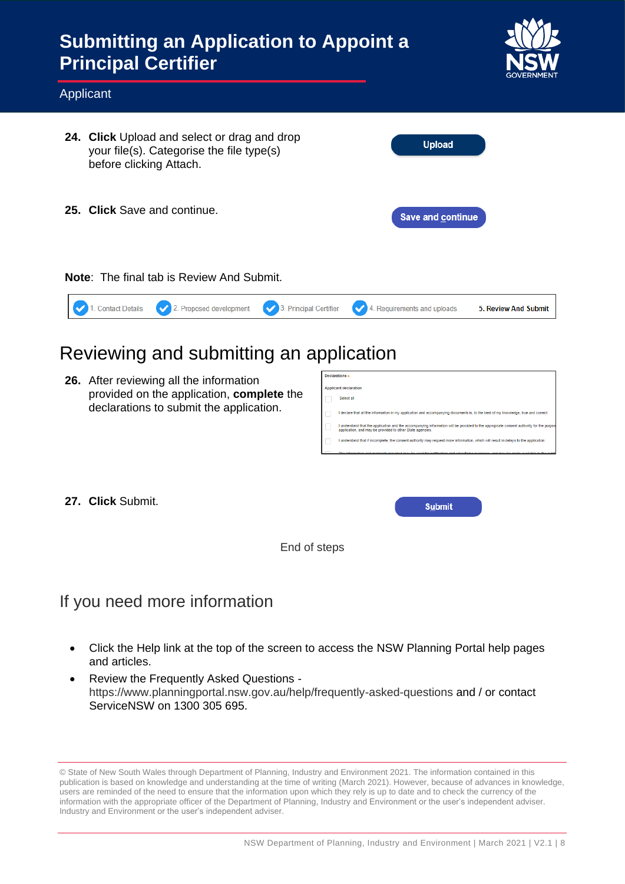# Submitting an Application to Appoint a Principal Certifier

Applicant

24. **Click** Upload and select or drag and drop your file(s). Categorise the file type(s) before clicking Attach.

Upload

25. **Click** Save and continue.

Save and continue

**Note**: The final tab is Review And Submit.

1. Contact Details 2. Proposed development 3. Principal Certifier 4. Requirements and uploads 5. Review And Submit

## Reviewing and submitting an application

26. After reviewing all the information provided on the application, **complete** the declarations to submit the application.

Declarations

Applicant declaration

Select all

I declare that all the information in my application and accompanying documents is, to the best of my knowledge, true and correct.

I understand that the application and the accompanying information will be provided to the appropriate consent authority for the purpose of application, and may be provided to other State agencies.

I understand that if incomplete, the consent authority may request more information, which will result in delays to the application.

27. **Click** Submit.

Submit

End of steps

## If you need more information

- Click the Help link at the top of the screen to access the NSW Planning Portal help pages and articles.
- Review the Frequently Asked Questions - https://www.planningportal.nsw.gov.au/help/frequently-asked-questions and / or contact ServiceNSW on 1300 305 695.

© State of New South Wales through Department of Planning, Industry and Environment 2021. The information contained in this publication is based on knowledge and understanding at the time of writing (March 2021). However, because of advances in knowledge, users are reminded of the need to ensure that the information upon which they rely is up to date and to check the currency of the information with the appropriate officer of the Department of Planning, Industry and Environment or the user's independent adviser. Industry and Environment or the user's independent adviser.